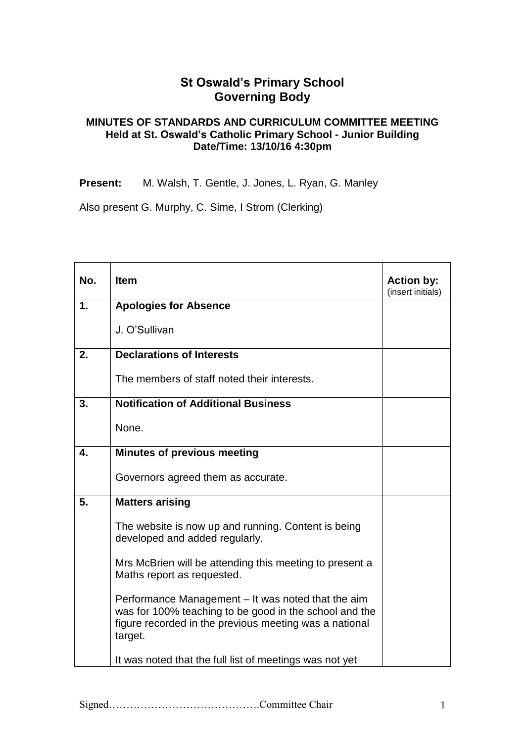# St Oswald's Primary School
## Governing Body

### MINUTES OF STANDARDS AND CURRICULUM COMMITTEE MEETING
### Held at St. Oswald's Catholic Primary School - Junior Building
### Date/Time: 13/10/16 4:30pm

**Present:** M. Walsh, T. Gentle, J. Jones, L. Ryan, G. Manley

Also present G. Murphy, C. Sime, I Strom (Clerking)

| No. | Item | Action by: (insert initials) |
|---|---|---|
| 1. | **Apologies for Absence**<br><br>J. O'Sullivan | |
| 2. | **Declarations of Interests**<br><br>The members of staff noted their interests. | |
| 3. | **Notification of Additional Business**<br><br>None. | |
| 4. | **Minutes of previous meeting**<br><br>Governors agreed them as accurate. | |
| 5. | **Matters arising**<br><br>The website is now up and running. Content is being developed and added regularly.<br><br>Mrs McBrien will be attending this meeting to present a Maths report as requested.<br><br>Performance Management – It was noted that the aim was for 100% teaching to be good in the school and the figure recorded in the previous meeting was a national target.<br><br>It was noted that the full list of meetings was not yet | |

Signed…………………………………….Committee Chair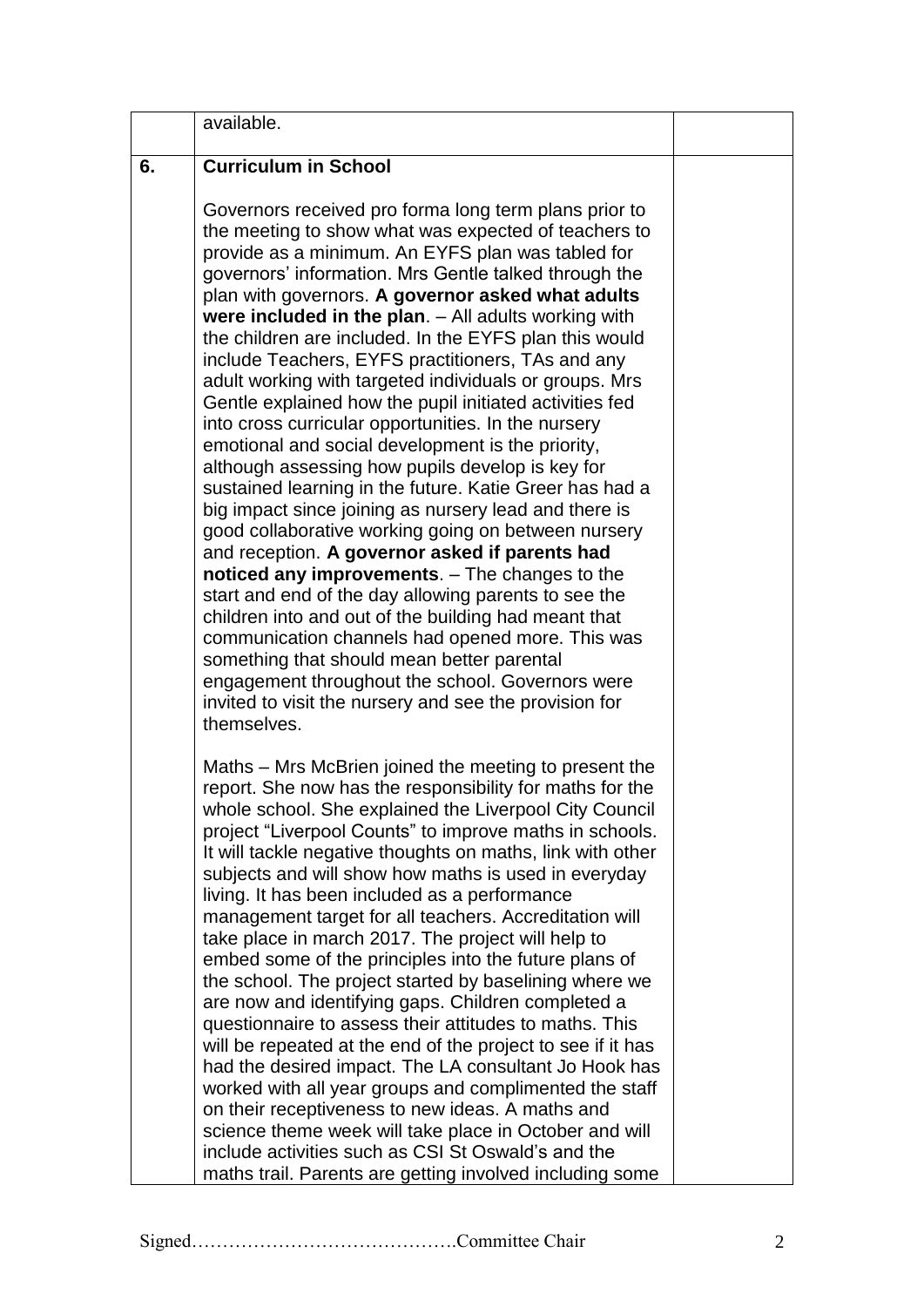| | | |
|---|---|---|
| | available. | |
| **6.** | **Curriculum in School**<br><br>Governors received pro forma long term plans prior to the meeting to show what was expected of teachers to provide as a minimum. An EYFS plan was tabled for governors' information. Mrs Gentle talked through the plan with governors. **A governor asked what adults were included in the plan**. – All adults working with the children are included. In the EYFS plan this would include Teachers, EYFS practitioners, TAs and any adult working with targeted individuals or groups. Mrs Gentle explained how the pupil initiated activities fed into cross curricular opportunities. In the nursery emotional and social development is the priority, although assessing how pupils develop is key for sustained learning in the future. Katie Greer has had a big impact since joining as nursery lead and there is good collaborative working going on between nursery and reception. **A governor asked if parents had noticed any improvements**. – The changes to the start and end of the day allowing parents to see the children into and out of the building had meant that communication channels had opened more. This was something that should mean better parental engagement throughout the school. Governors were invited to visit the nursery and see the provision for themselves.<br><br>Maths – Mrs McBrien joined the meeting to present the report. She now has the responsibility for maths for the whole school. She explained the Liverpool City Council project "Liverpool Counts" to improve maths in schools. It will tackle negative thoughts on maths, link with other subjects and will show how maths is used in everyday living. It has been included as a performance management target for all teachers. Accreditation will take place in march 2017. The project will help to embed some of the principles into the future plans of the school. The project started by baselining where we are now and identifying gaps. Children completed a questionnaire to assess their attitudes to maths. This will be repeated at the end of the project to see if it has had the desired impact. The LA consultant Jo Hook has worked with all year groups and complimented the staff on their receptiveness to new ideas. A maths and science theme week will take place in October and will include activities such as CSI St Oswald's and the maths trail. Parents are getting involved including some | |

Signed…………………………………….Committee Chair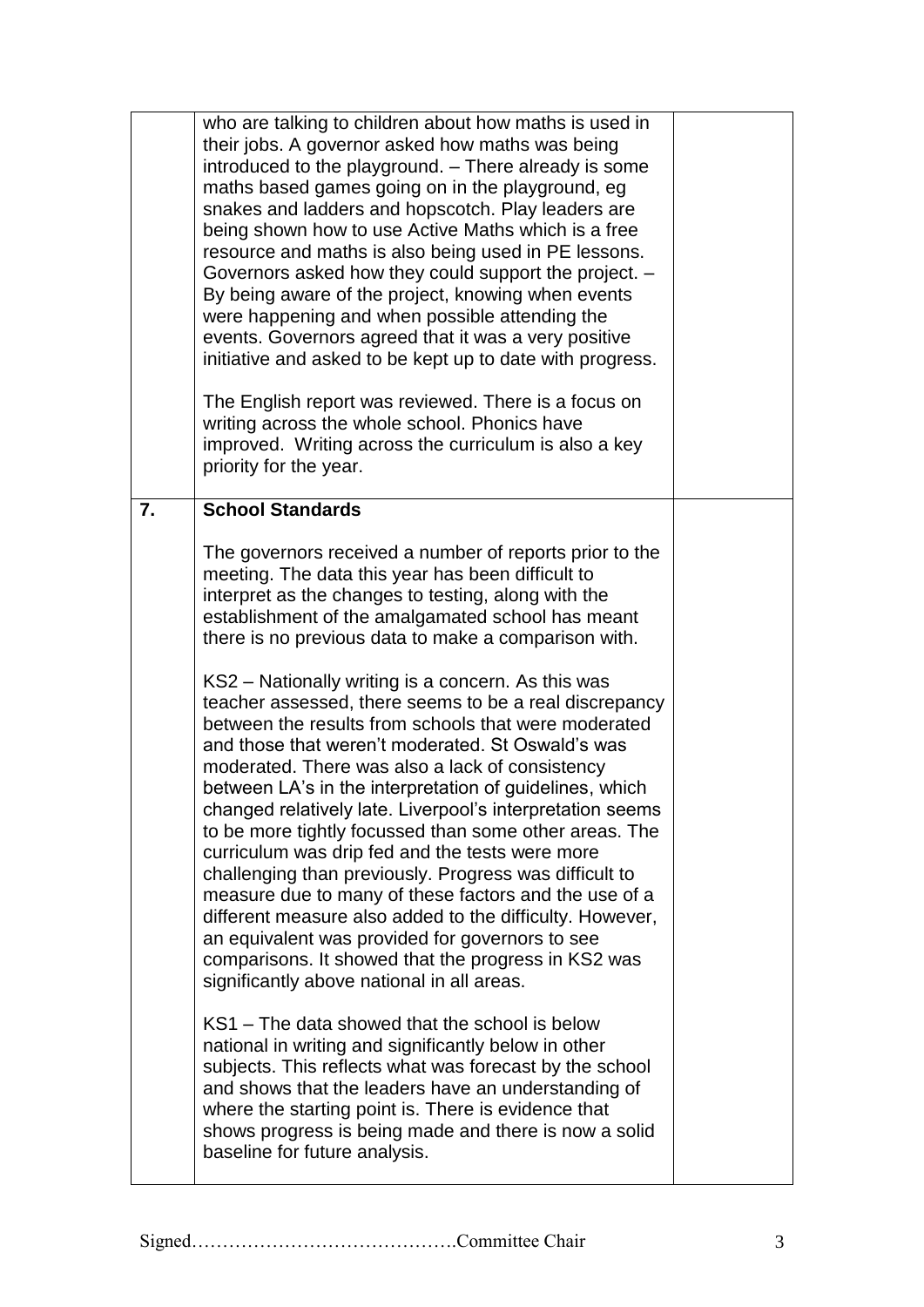| | | |
|---|---|---|
| | who are talking to children about how maths is used in their jobs. A governor asked how maths was being introduced to the playground. – There already is some maths based games going on in the playground, eg snakes and ladders and hopscotch. Play leaders are being shown how to use Active Maths which is a free resource and maths is also being used in PE lessons. Governors asked how they could support the project. – By being aware of the project, knowing when events were happening and when possible attending the events. Governors agreed that it was a very positive initiative and asked to be kept up to date with progress.<br><br>The English report was reviewed. There is a focus on writing across the whole school. Phonics have improved. Writing across the curriculum is also a key priority for the year. | |
| **7.** | **School Standards**<br><br>The governors received a number of reports prior to the meeting. The data this year has been difficult to interpret as the changes to testing, along with the establishment of the amalgamated school has meant there is no previous data to make a comparison with.<br><br>KS2 – Nationally writing is a concern. As this was teacher assessed, there seems to be a real discrepancy between the results from schools that were moderated and those that weren't moderated. St Oswald's was moderated. There was also a lack of consistency between LA's in the interpretation of guidelines, which changed relatively late. Liverpool's interpretation seems to be more tightly focussed than some other areas. The curriculum was drip fed and the tests were more challenging than previously. Progress was difficult to measure due to many of these factors and the use of a different measure also added to the difficulty. However, an equivalent was provided for governors to see comparisons. It showed that the progress in KS2 was significantly above national in all areas.<br><br>KS1 – The data showed that the school is below national in writing and significantly below in other subjects. This reflects what was forecast by the school and shows that the leaders have an understanding of where the starting point is. There is evidence that shows progress is being made and there is now a solid baseline for future analysis. | |

Signed…………………………………….Committee Chair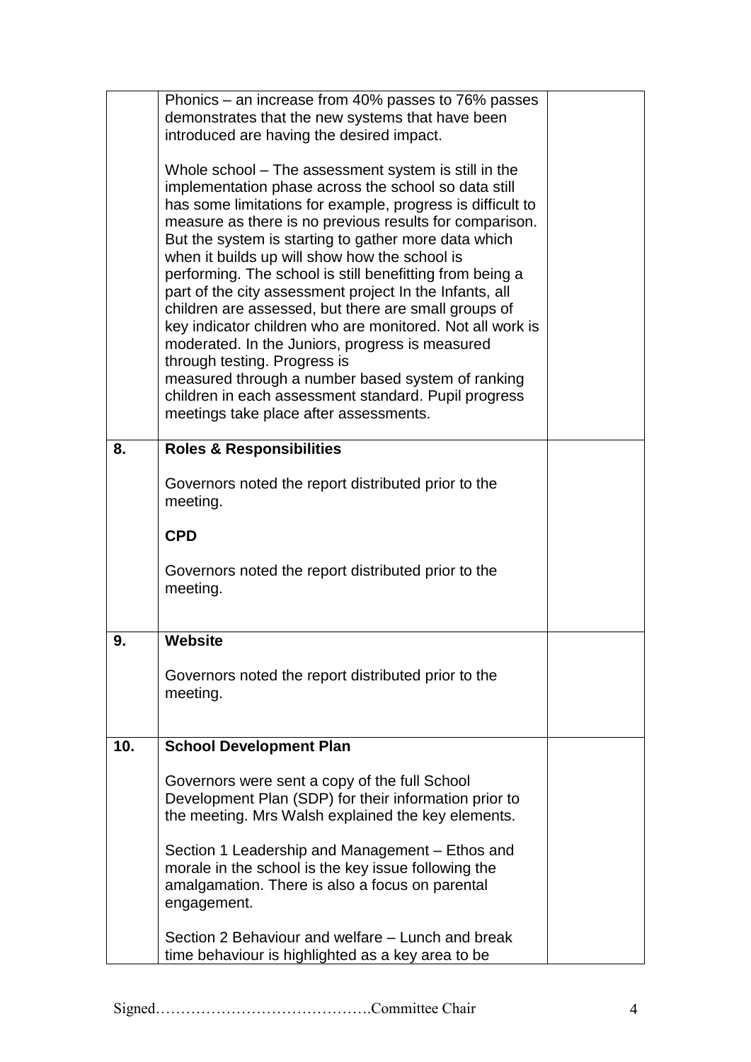| | | |
|---|---|---|
| | Phonics – an increase from 40% passes to 76% passes demonstrates that the new systems that have been introduced are having the desired impact.<br><br>Whole school – The assessment system is still in the implementation phase across the school so data still has some limitations for example, progress is difficult to measure as there is no previous results for comparison. But the system is starting to gather more data which when it builds up will show how the school is performing. The school is still benefitting from being a part of the city assessment project In the Infants, all children are assessed, but there are small groups of key indicator children who are monitored. Not all work is moderated. In the Juniors, progress is measured through testing. Progress is measured through a number based system of ranking children in each assessment standard. Pupil progress meetings take place after assessments. | |
| **8.** | **Roles & Responsibilities**<br><br>Governors noted the report distributed prior to the meeting.<br><br>**CPD**<br><br>Governors noted the report distributed prior to the meeting. | |
| **9.** | **Website**<br><br>Governors noted the report distributed prior to the meeting. | |
| **10.** | **School Development Plan**<br><br>Governors were sent a copy of the full School Development Plan (SDP) for their information prior to the meeting. Mrs Walsh explained the key elements.<br><br>Section 1 Leadership and Management – Ethos and morale in the school is the key issue following the amalgamation. There is also a focus on parental engagement.<br><br>Section 2 Behaviour and welfare – Lunch and break time behaviour is highlighted as a key area to be | |

Signed…………………………………….Committee Chair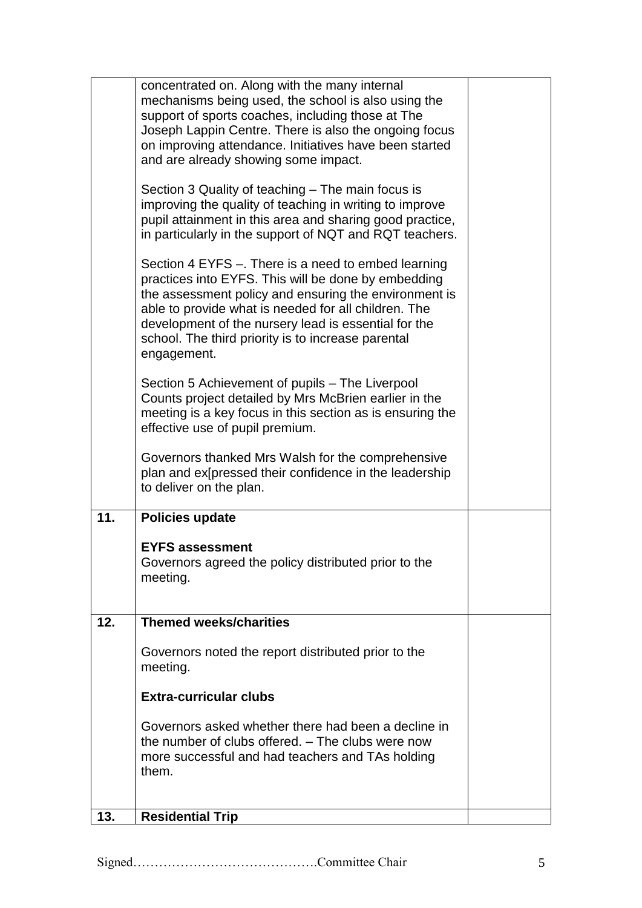| | | |
|---|---|---|
| | concentrated on. Along with the many internal mechanisms being used, the school is also using the support of sports coaches, including those at The Joseph Lappin Centre. There is also the ongoing focus on improving attendance. Initiatives have been started and are already showing some impact.<br><br>Section 3 Quality of teaching – The main focus is improving the quality of teaching in writing to improve pupil attainment in this area and sharing good practice, in particularly in the support of NQT and RQT teachers.<br><br>Section 4 EYFS –. There is a need to embed learning practices into EYFS. This will be done by embedding the assessment policy and ensuring the environment is able to provide what is needed for all children. The development of the nursery lead is essential for the school. The third priority is to increase parental engagement.<br><br>Section 5 Achievement of pupils – The Liverpool Counts project detailed by Mrs McBrien earlier in the meeting is a key focus in this section as is ensuring the effective use of pupil premium.<br><br>Governors thanked Mrs Walsh for the comprehensive plan and ex[pressed their confidence in the leadership to deliver on the plan. | |
| **11.** | **Policies update**<br><br>**EYFS assessment**<br>Governors agreed the policy distributed prior to the meeting. | |
| **12.** | **Themed weeks/charities**<br><br>Governors noted the report distributed prior to the meeting.<br><br>**Extra-curricular clubs**<br><br>Governors asked whether there had been a decline in the number of clubs offered. – The clubs were now more successful and had teachers and TAs holding them. | |
| **13.** | **Residential Trip** | |

Signed…………………………………….Committee Chair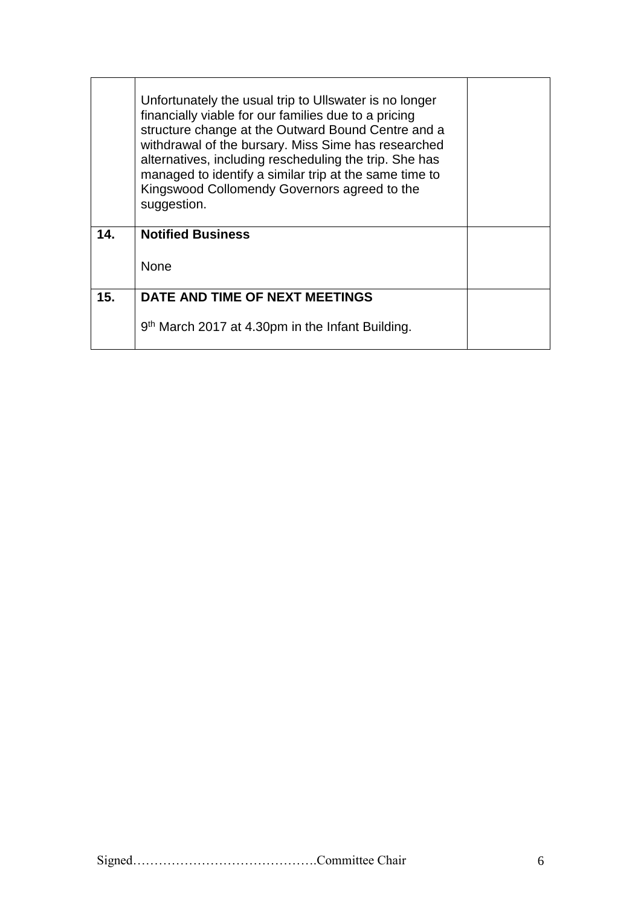| | | |
|---|---|---|
| | Unfortunately the usual trip to Ullswater is no longer financially viable for our families due to a pricing structure change at the Outward Bound Centre and a withdrawal of the bursary. Miss Sime has researched alternatives, including rescheduling the trip. She has managed to identify a similar trip at the same time to Kingswood Collomendy Governors agreed to the suggestion. | |
| **14.** | **Notified Business**<br><br>None | |
| **15.** | **DATE AND TIME OF NEXT MEETINGS**<br><br>9th March 2017 at 4.30pm in the Infant Building. | |

Signed…………………………………….Committee Chair